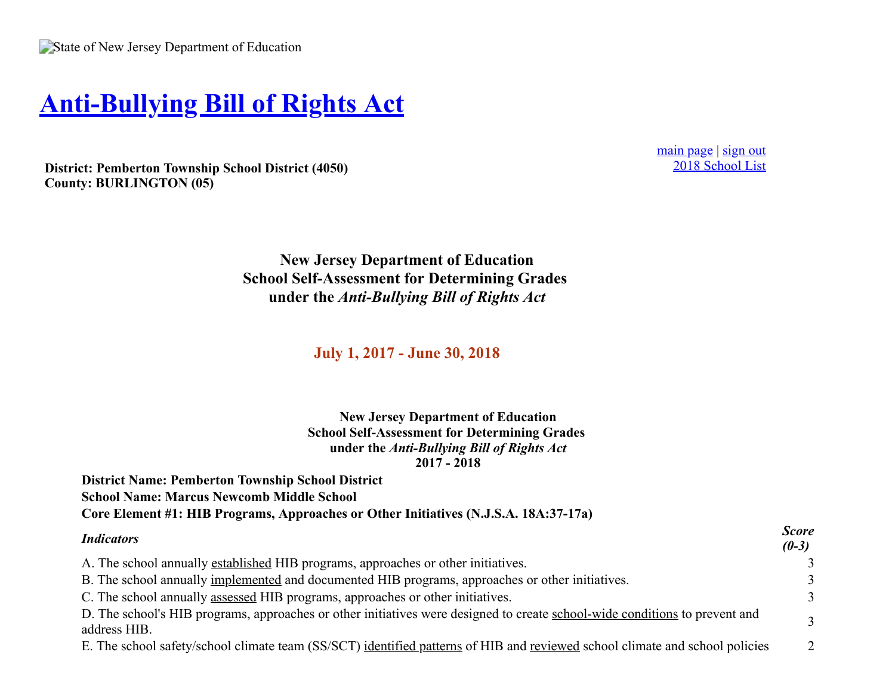State of New Jersey Department of Education

# Anti-Bullying Bill of Rights Act

main page | sign out
2018 School List

**District: Pemberton Township School District (4050)**
**County: BURLINGTON (05)**

## New Jersey Department of Education
## School Self-Assessment for Determining Grades
## under the *Anti-Bullying Bill of Rights Act*

**July 1, 2017 - June 30, 2018**

### New Jersey Department of Education
### School Self-Assessment for Determining Grades
### under the *Anti-Bullying Bill of Rights Act*
### 2017 - 2018

**District Name: Pemberton Township School District**
**School Name: Marcus Newcomb Middle School**
**Core Element #1: HIB Programs, Approaches or Other Initiatives (N.J.S.A. 18A:37-17a)**

| *Indicators* | *Score (0-3)* |
| --- | --- |
| A. The school annually established HIB programs, approaches or other initiatives. | 3 |
| B. The school annually implemented and documented HIB programs, approaches or other initiatives. | 3 |
| C. The school annually assessed HIB programs, approaches or other initiatives. | 3 |
| D. The school's HIB programs, approaches or other initiatives were designed to create school-wide conditions to prevent and address HIB. | 3 |
| E. The school safety/school climate team (SS/SCT) identified patterns of HIB and reviewed school climate and school policies | 2 |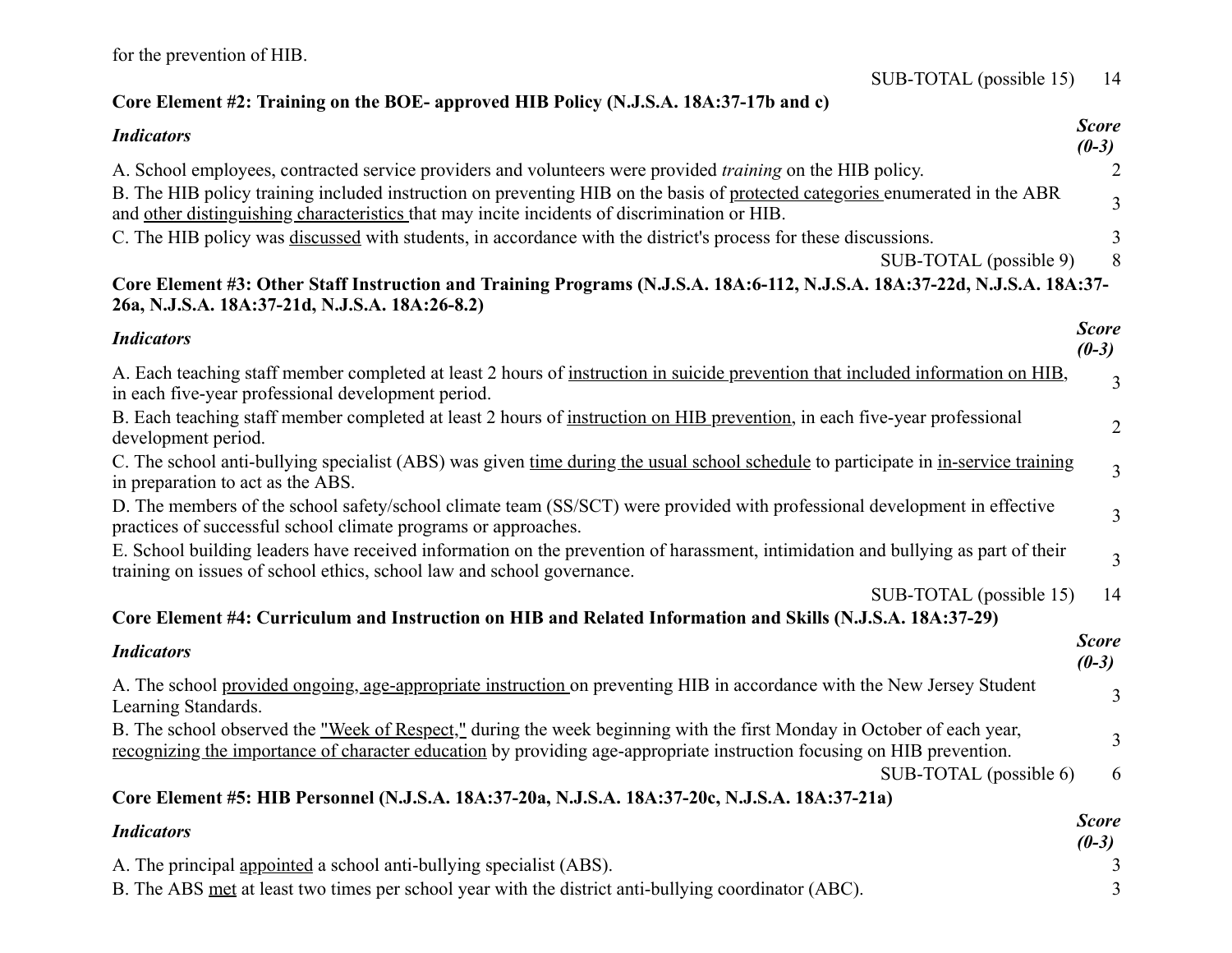for the prevention of HIB.

SUB-TOTAL (possible 15) 14

**Core Element #2: Training on the BOE- approved HIB Policy (N.J.S.A. 18A:37-17b and c)**

| *Indicators* | *Score (0-3)* |
|---|---|
| A. School employees, contracted service providers and volunteers were provided *training* on the HIB policy. | 2 |
| B. The HIB policy training included instruction on preventing HIB on the basis of <u>protected categories</u> enumerated in the ABR and <u>other distinguishing characteristics</u> that may incite incidents of discrimination or HIB. | 3 |
| C. The HIB policy was <u>discussed</u> with students, in accordance with the district's process for these discussions. | 3 |
| SUB-TOTAL (possible 9) | 8 |

**Core Element #3: Other Staff Instruction and Training Programs (N.J.S.A. 18A:6-112, N.J.S.A. 18A:37-22d, N.J.S.A. 18A:37-26a, N.J.S.A. 18A:37-21d, N.J.S.A. 18A:26-8.2)**

| *Indicators* | *Score (0-3)* |
|---|---|
| A. Each teaching staff member completed at least 2 hours of <u>instruction in suicide prevention that included information on HIB</u>, in each five-year professional development period. | 3 |
| B. Each teaching staff member completed at least 2 hours of <u>instruction on HIB prevention</u>, in each five-year professional development period. | 2 |
| C. The school anti-bullying specialist (ABS) was given <u>time during the usual school schedule</u> to participate in <u>in-service training</u> in preparation to act as the ABS. | 3 |
| D. The members of the school safety/school climate team (SS/SCT) were provided with professional development in effective practices of successful school climate programs or approaches. | 3 |
| E. School building leaders have received information on the prevention of harassment, intimidation and bullying as part of their training on issues of school ethics, school law and school governance. | 3 |
| SUB-TOTAL (possible 15) | 14 |

**Core Element #4: Curriculum and Instruction on HIB and Related Information and Skills (N.J.S.A. 18A:37-29)**

| *Indicators* | *Score (0-3)* |
|---|---|
| A. The school <u>provided ongoing, age-appropriate instruction</u> on preventing HIB in accordance with the New Jersey Student Learning Standards. | 3 |
| B. The school observed the <u>"Week of Respect,"</u> during the week beginning with the first Monday in October of each year, <u>recognizing the importance of character education</u> by providing age-appropriate instruction focusing on HIB prevention. | 3 |
| SUB-TOTAL (possible 6) | 6 |

**Core Element #5: HIB Personnel (N.J.S.A. 18A:37-20a, N.J.S.A. 18A:37-20c, N.J.S.A. 18A:37-21a)**

| *Indicators* | *Score (0-3)* |
|---|---|
| A. The principal <u>appointed</u> a school anti-bullying specialist (ABS). | 3 |
| B. The ABS <u>met</u> at least two times per school year with the district anti-bullying coordinator (ABC). | 3 |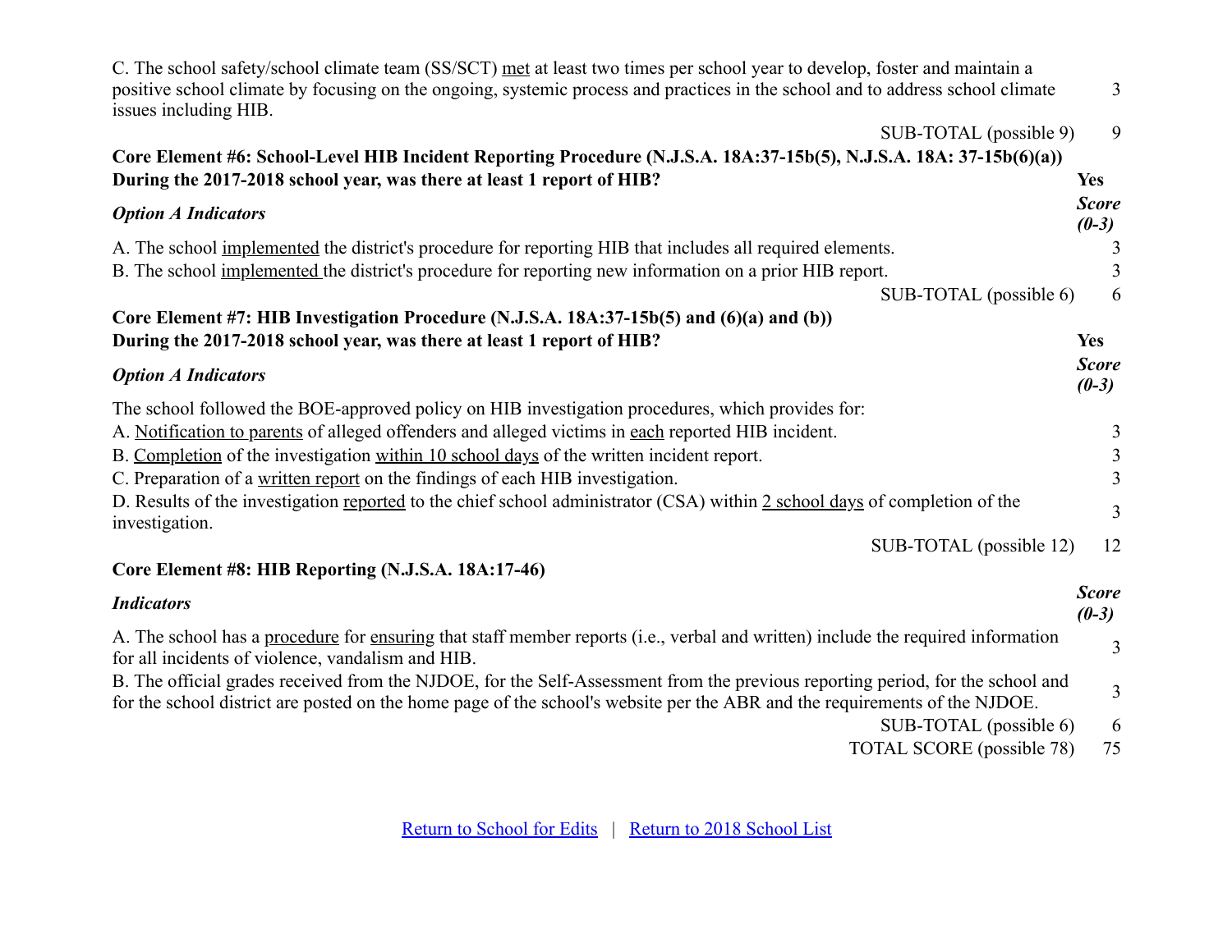| | |
|---|---|
| C. The school safety/school climate team (SS/SCT) <u>met</u> at least two times per school year to develop, foster and maintain a positive school climate by focusing on the ongoing, systemic process and practices in the school and to address school climate issues including HIB. | 3 |
| SUB-TOTAL (possible 9) | 9 |

**Core Element #6: School-Level HIB Incident Reporting Procedure (N.J.S.A. 18A:37-15b(5), N.J.S.A. 18A: 37-15b(6)(a))**

| **During the 2017-2018 school year, was there at least 1 report of HIB?** | **Yes** |
|---|---|
| ***Option A Indicators*** | ***Score (0-3)*** |
| A. The school <u>implemented</u> the district's procedure for reporting HIB that includes all required elements. | 3 |
| B. The school <u>implemented</u> the district's procedure for reporting new information on a prior HIB report. | 3 |
| SUB-TOTAL (possible 6) | 6 |

**Core Element #7: HIB Investigation Procedure (N.J.S.A. 18A:37-15b(5) and (6)(a) and (b))**

| **During the 2017-2018 school year, was there at least 1 report of HIB?** | **Yes** |
|---|---|
| ***Option A Indicators*** | ***Score (0-3)*** |
| The school followed the BOE-approved policy on HIB investigation procedures, which provides for: | |
| A. <u>Notification to parents</u> of alleged offenders and alleged victims in <u>each</u> reported HIB incident. | 3 |
| B. <u>Completion</u> of the investigation <u>within 10 school days</u> of the written incident report. | 3 |
| C. Preparation of a <u>written report</u> on the findings of each HIB investigation. | 3 |
| D. Results of the investigation <u>reported</u> to the chief school administrator (CSA) within <u>2 school days</u> of completion of the investigation. | 3 |
| SUB-TOTAL (possible 12) | 12 |

**Core Element #8: HIB Reporting (N.J.S.A. 18A:17-46)**

| ***Indicators*** | ***Score (0-3)*** |
|---|---|
| A. The school has a <u>procedure</u> for <u>ensuring</u> that staff member reports (i.e., verbal and written) include the required information for all incidents of violence, vandalism and HIB. | 3 |
| B. The official grades received from the NJDOE, for the Self-Assessment from the previous reporting period, for the school and for the school district are posted on the home page of the school's website per the ABR and the requirements of the NJDOE. | 3 |
| SUB-TOTAL (possible 6) | 6 |
| TOTAL SCORE (possible 78) | 75 |

Return to School for Edits | Return to 2018 School List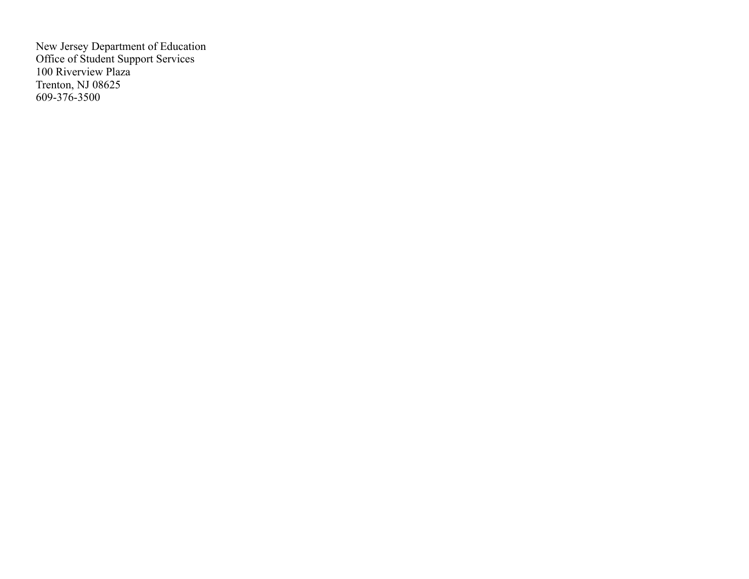New Jersey Department of Education
Office of Student Support Services
100 Riverview Plaza
Trenton, NJ 08625
609-376-3500